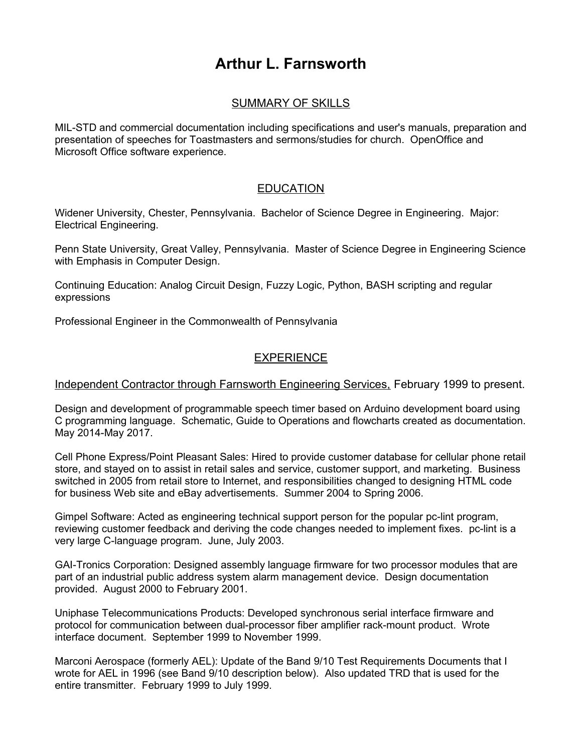# Arthur L. Farnsworth

## SUMMARY OF SKILLS

MIL-STD and commercial documentation including specifications and user's manuals, preparation and presentation of speeches for Toastmasters and sermons/studies for church. OpenOffice and Microsoft Office software experience.

## EDUCATION

Widener University, Chester, Pennsylvania. Bachelor of Science Degree in Engineering. Major: Electrical Engineering.

Penn State University, Great Valley, Pennsylvania. Master of Science Degree in Engineering Science with Emphasis in Computer Design.

Continuing Education: Analog Circuit Design, Fuzzy Logic, Python, BASH scripting and regular expressions

Professional Engineer in the Commonwealth of Pennsylvania

## EXPERIENCE

Independent Contractor through Farnsworth Engineering Services, February 1999 to present.

Design and development of programmable speech timer based on Arduino development board using C programming language. Schematic, Guide to Operations and flowcharts created as documentation. May 2014-May 2017.

Cell Phone Express/Point Pleasant Sales: Hired to provide customer database for cellular phone retail store, and stayed on to assist in retail sales and service, customer support, and marketing. Business switched in 2005 from retail store to Internet, and responsibilities changed to designing HTML code for business Web site and eBay advertisements. Summer 2004 to Spring 2006.

Gimpel Software: Acted as engineering technical support person for the popular pc-lint program, reviewing customer feedback and deriving the code changes needed to implement fixes. pc-lint is a very large C-language program. June, July 2003.

GAI-Tronics Corporation: Designed assembly language firmware for two processor modules that are part of an industrial public address system alarm management device. Design documentation provided. August 2000 to February 2001.

Uniphase Telecommunications Products: Developed synchronous serial interface firmware and protocol for communication between dual-processor fiber amplifier rack-mount product. Wrote interface document. September 1999 to November 1999.

Marconi Aerospace (formerly AEL): Update of the Band 9/10 Test Requirements Documents that I wrote for AEL in 1996 (see Band 9/10 description below). Also updated TRD that is used for the entire transmitter. February 1999 to July 1999.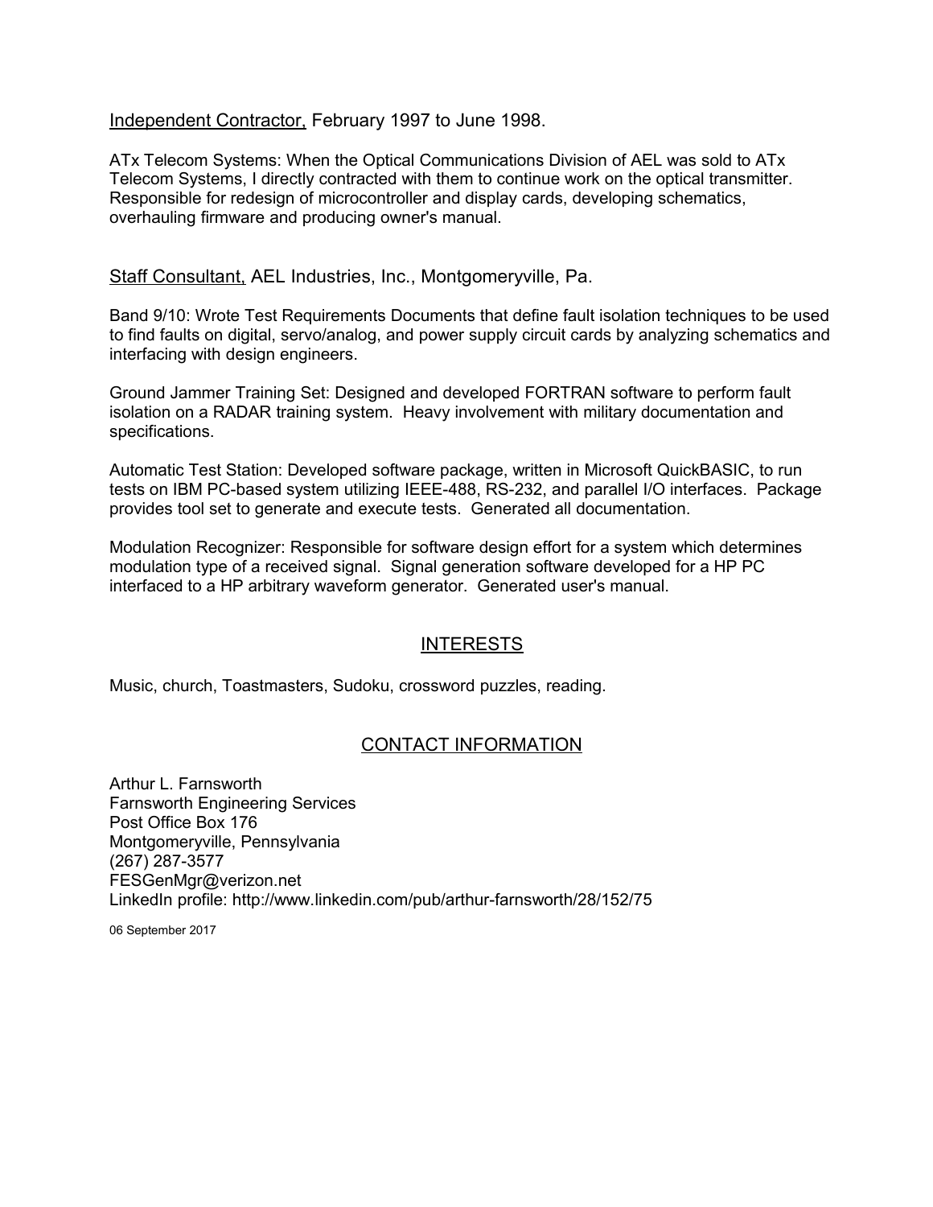Independent Contractor, February 1997 to June 1998.

ATx Telecom Systems: When the Optical Communications Division of AEL was sold to ATx Telecom Systems, I directly contracted with them to continue work on the optical transmitter. Responsible for redesign of microcontroller and display cards, developing schematics, overhauling firmware and producing owner's manual.

Staff Consultant, AEL Industries, Inc., Montgomeryville, Pa.

Band 9/10: Wrote Test Requirements Documents that define fault isolation techniques to be used to find faults on digital, servo/analog, and power supply circuit cards by analyzing schematics and interfacing with design engineers.

Ground Jammer Training Set: Designed and developed FORTRAN software to perform fault isolation on a RADAR training system. Heavy involvement with military documentation and specifications.

Automatic Test Station: Developed software package, written in Microsoft QuickBASIC, to run tests on IBM PC-based system utilizing IEEE-488, RS-232, and parallel I/O interfaces. Package provides tool set to generate and execute tests. Generated all documentation.

Modulation Recognizer: Responsible for software design effort for a system which determines modulation type of a received signal. Signal generation software developed for a HP PC interfaced to a HP arbitrary waveform generator. Generated user's manual.

## INTERESTS

Music, church, Toastmasters, Sudoku, crossword puzzles, reading.

## CONTACT INFORMATION

Arthur L. Farnsworth
Farnsworth Engineering Services
Post Office Box 176
Montgomeryville, Pennsylvania
(267) 287-3577
FESGenMgr@verizon.net
LinkedIn profile: http://www.linkedin.com/pub/arthur-farnsworth/28/152/75

06 September 2017